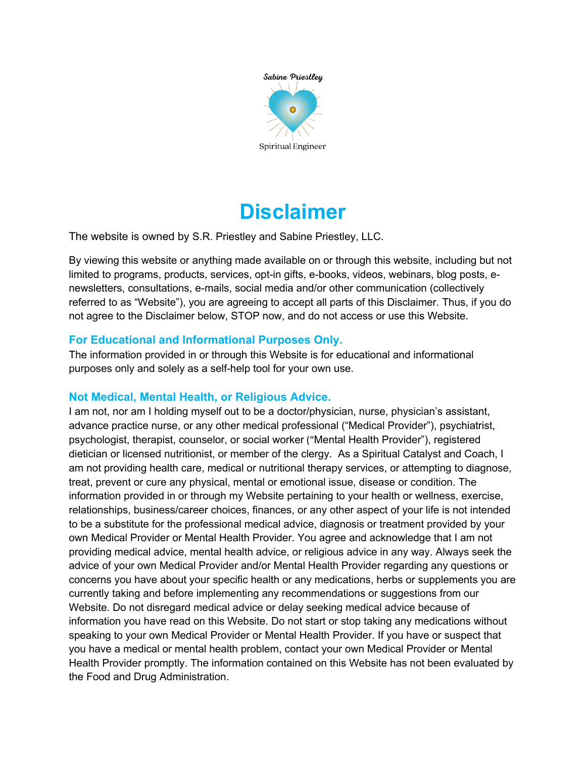Sabine Priestley

Spiritual Engineer

# Disclaimer

The website is owned by S.R. Priestley and Sabine Priestley, LLC.

By viewing this website or anything made available on or through this website, including but not limited to programs, products, services, opt-in gifts, e-books, videos, webinars, blog posts, e-newsletters, consultations, e-mails, social media and/or other communication (collectively referred to as "Website"), you are agreeing to accept all parts of this Disclaimer. Thus, if you do not agree to the Disclaimer below, STOP now, and do not access or use this Website.

## For Educational and Informational Purposes Only.

The information provided in or through this Website is for educational and informational purposes only and solely as a self-help tool for your own use.

## Not Medical, Mental Health, or Religious Advice.

I am not, nor am I holding myself out to be a doctor/physician, nurse, physician's assistant, advance practice nurse, or any other medical professional ("Medical Provider"), psychiatrist, psychologist, therapist, counselor, or social worker ("Mental Health Provider"), registered dietician or licensed nutritionist, or member of the clergy. As a Spiritual Catalyst and Coach, I am not providing health care, medical or nutritional therapy services, or attempting to diagnose, treat, prevent or cure any physical, mental or emotional issue, disease or condition. The information provided in or through my Website pertaining to your health or wellness, exercise, relationships, business/career choices, finances, or any other aspect of your life is not intended to be a substitute for the professional medical advice, diagnosis or treatment provided by your own Medical Provider or Mental Health Provider. You agree and acknowledge that I am not providing medical advice, mental health advice, or religious advice in any way. Always seek the advice of your own Medical Provider and/or Mental Health Provider regarding any questions or concerns you have about your specific health or any medications, herbs or supplements you are currently taking and before implementing any recommendations or suggestions from our Website. Do not disregard medical advice or delay seeking medical advice because of information you have read on this Website. Do not start or stop taking any medications without speaking to your own Medical Provider or Mental Health Provider. If you have or suspect that you have a medical or mental health problem, contact your own Medical Provider or Mental Health Provider promptly. The information contained on this Website has not been evaluated by the Food and Drug Administration.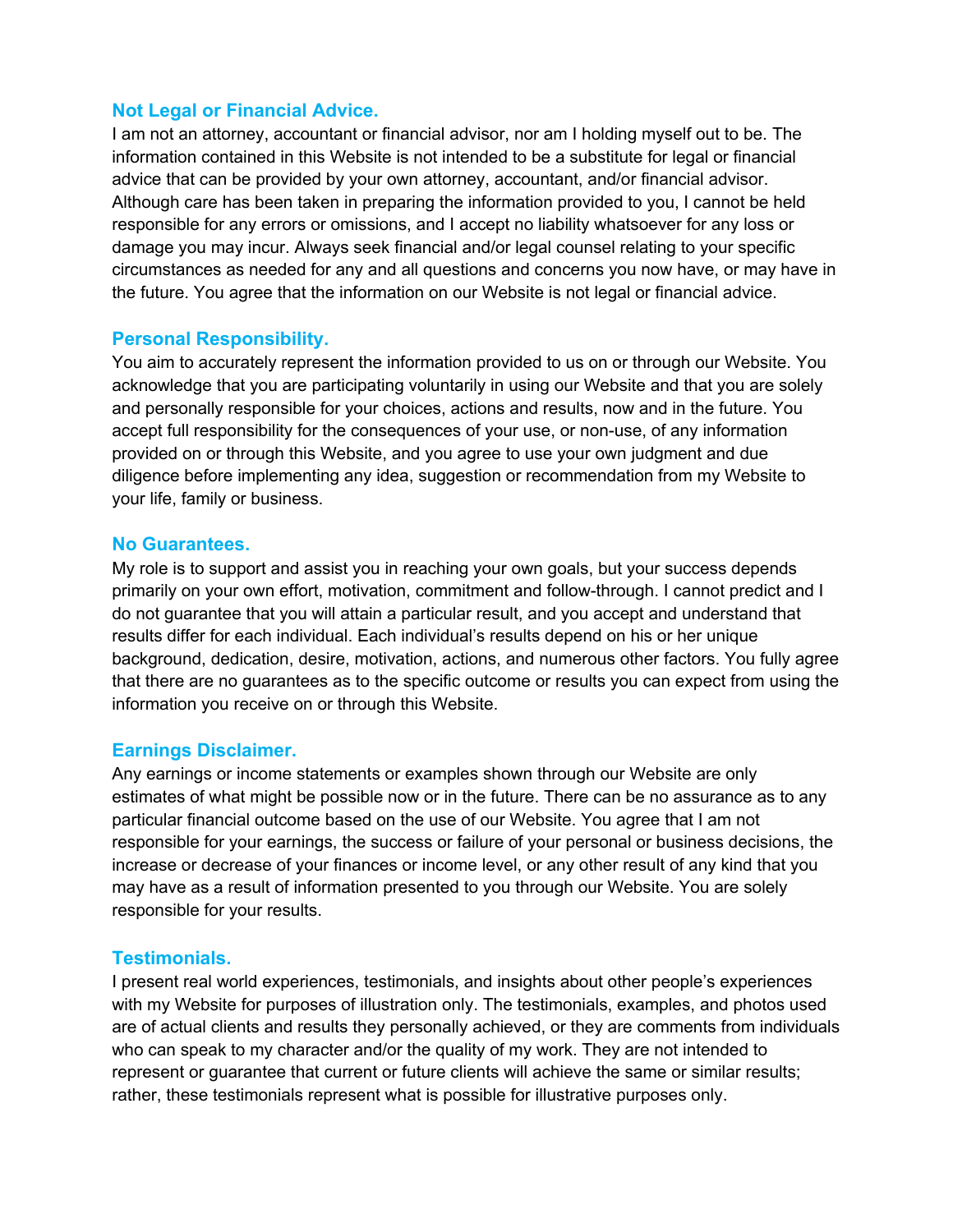## Not Legal or Financial Advice.

I am not an attorney, accountant or financial advisor, nor am I holding myself out to be. The information contained in this Website is not intended to be a substitute for legal or financial advice that can be provided by your own attorney, accountant, and/or financial advisor. Although care has been taken in preparing the information provided to you, I cannot be held responsible for any errors or omissions, and I accept no liability whatsoever for any loss or damage you may incur. Always seek financial and/or legal counsel relating to your specific circumstances as needed for any and all questions and concerns you now have, or may have in the future. You agree that the information on our Website is not legal or financial advice.

## Personal Responsibility.

You aim to accurately represent the information provided to us on or through our Website. You acknowledge that you are participating voluntarily in using our Website and that you are solely and personally responsible for your choices, actions and results, now and in the future. You accept full responsibility for the consequences of your use, or non-use, of any information provided on or through this Website, and you agree to use your own judgment and due diligence before implementing any idea, suggestion or recommendation from my Website to your life, family or business.

## No Guarantees.

My role is to support and assist you in reaching your own goals, but your success depends primarily on your own effort, motivation, commitment and follow-through. I cannot predict and I do not guarantee that you will attain a particular result, and you accept and understand that results differ for each individual. Each individual's results depend on his or her unique background, dedication, desire, motivation, actions, and numerous other factors. You fully agree that there are no guarantees as to the specific outcome or results you can expect from using the information you receive on or through this Website.

## Earnings Disclaimer.

Any earnings or income statements or examples shown through our Website are only estimates of what might be possible now or in the future. There can be no assurance as to any particular financial outcome based on the use of our Website. You agree that I am not responsible for your earnings, the success or failure of your personal or business decisions, the increase or decrease of your finances or income level, or any other result of any kind that you may have as a result of information presented to you through our Website. You are solely responsible for your results.

## Testimonials.

I present real world experiences, testimonials, and insights about other people's experiences with my Website for purposes of illustration only. The testimonials, examples, and photos used are of actual clients and results they personally achieved, or they are comments from individuals who can speak to my character and/or the quality of my work. They are not intended to represent or guarantee that current or future clients will achieve the same or similar results; rather, these testimonials represent what is possible for illustrative purposes only.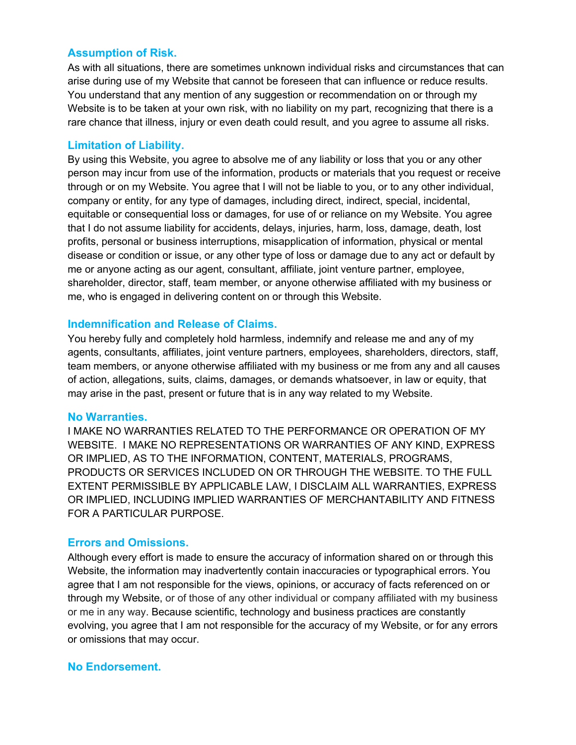## Assumption of Risk.

As with all situations, there are sometimes unknown individual risks and circumstances that can arise during use of my Website that cannot be foreseen that can influence or reduce results. You understand that any mention of any suggestion or recommendation on or through my Website is to be taken at your own risk, with no liability on my part, recognizing that there is a rare chance that illness, injury or even death could result, and you agree to assume all risks.

## Limitation of Liability.

By using this Website, you agree to absolve me of any liability or loss that you or any other person may incur from use of the information, products or materials that you request or receive through or on my Website. You agree that I will not be liable to you, or to any other individual, company or entity, for any type of damages, including direct, indirect, special, incidental, equitable or consequential loss or damages, for use of or reliance on my Website. You agree that I do not assume liability for accidents, delays, injuries, harm, loss, damage, death, lost profits, personal or business interruptions, misapplication of information, physical or mental disease or condition or issue, or any other type of loss or damage due to any act or default by me or anyone acting as our agent, consultant, affiliate, joint venture partner, employee, shareholder, director, staff, team member, or anyone otherwise affiliated with my business or me, who is engaged in delivering content on or through this Website.

## Indemnification and Release of Claims.

You hereby fully and completely hold harmless, indemnify and release me and any of my agents, consultants, affiliates, joint venture partners, employees, shareholders, directors, staff, team members, or anyone otherwise affiliated with my business or me from any and all causes of action, allegations, suits, claims, damages, or demands whatsoever, in law or equity, that may arise in the past, present or future that is in any way related to my Website.

## No Warranties.

I MAKE NO WARRANTIES RELATED TO THE PERFORMANCE OR OPERATION OF MY WEBSITE. I MAKE NO REPRESENTATIONS OR WARRANTIES OF ANY KIND, EXPRESS OR IMPLIED, AS TO THE INFORMATION, CONTENT, MATERIALS, PROGRAMS, PRODUCTS OR SERVICES INCLUDED ON OR THROUGH THE WEBSITE. TO THE FULL EXTENT PERMISSIBLE BY APPLICABLE LAW, I DISCLAIM ALL WARRANTIES, EXPRESS OR IMPLIED, INCLUDING IMPLIED WARRANTIES OF MERCHANTABILITY AND FITNESS FOR A PARTICULAR PURPOSE.

## Errors and Omissions.

Although every effort is made to ensure the accuracy of information shared on or through this Website, the information may inadvertently contain inaccuracies or typographical errors. You agree that I am not responsible for the views, opinions, or accuracy of facts referenced on or through my Website, or of those of any other individual or company affiliated with my business or me in any way. Because scientific, technology and business practices are constantly evolving, you agree that I am not responsible for the accuracy of my Website, or for any errors or omissions that may occur.

## No Endorsement.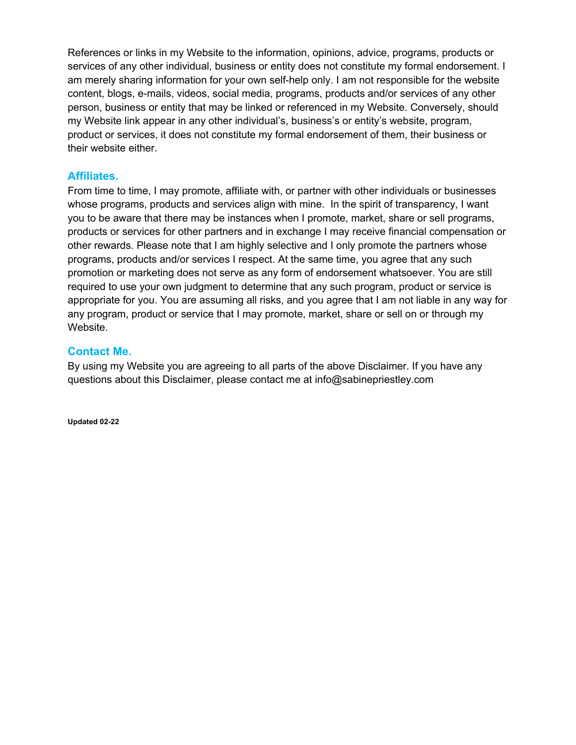References or links in my Website to the information, opinions, advice, programs, products or services of any other individual, business or entity does not constitute my formal endorsement. I am merely sharing information for your own self-help only. I am not responsible for the website content, blogs, e-mails, videos, social media, programs, products and/or services of any other person, business or entity that may be linked or referenced in my Website. Conversely, should my Website link appear in any other individual's, business's or entity's website, program, product or services, it does not constitute my formal endorsement of them, their business or their website either.

## Affiliates.

From time to time, I may promote, affiliate with, or partner with other individuals or businesses whose programs, products and services align with mine. In the spirit of transparency, I want you to be aware that there may be instances when I promote, market, share or sell programs, products or services for other partners and in exchange I may receive financial compensation or other rewards. Please note that I am highly selective and I only promote the partners whose programs, products and/or services I respect. At the same time, you agree that any such promotion or marketing does not serve as any form of endorsement whatsoever. You are still required to use your own judgment to determine that any such program, product or service is appropriate for you. You are assuming all risks, and you agree that I am not liable in any way for any program, product or service that I may promote, market, share or sell on or through my Website.

## Contact Me.

By using my Website you are agreeing to all parts of the above Disclaimer. If you have any questions about this Disclaimer, please contact me at info@sabinepriestley.com

**Updated 02-22**